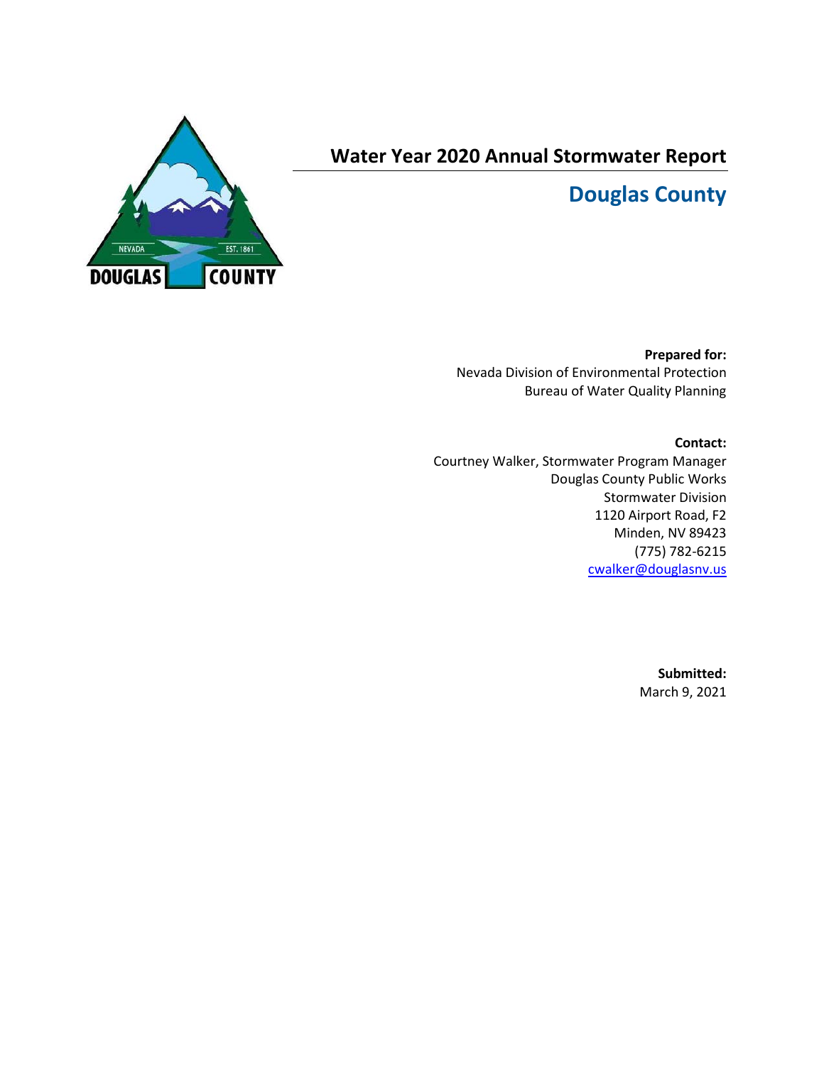# Water Year 2020 Annual Stormwater Report

## Douglas County

**Prepared for:**
Nevada Division of Environmental Protection
Bureau of Water Quality Planning

**Contact:**
Courtney Walker, Stormwater Program Manager
Douglas County Public Works
Stormwater Division
1120 Airport Road, F2
Minden, NV 89423
(775) 782-6215
cwalker@douglasnv.us

**Submitted:**
March 9, 2021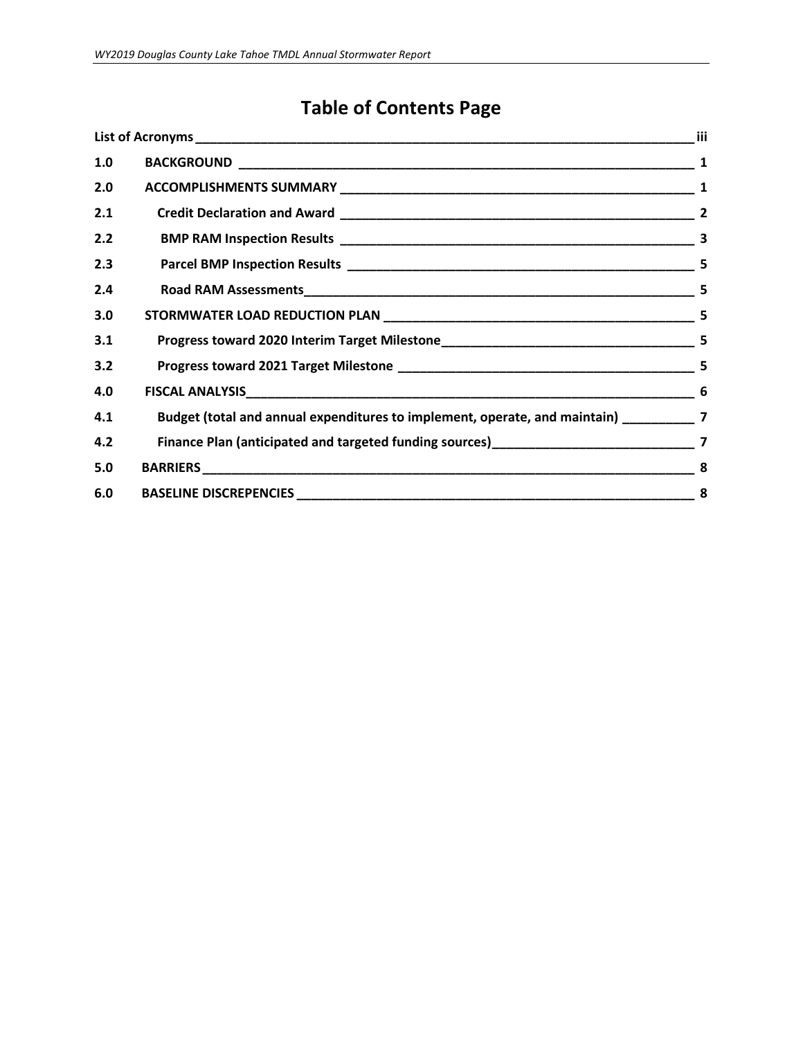# Table of Contents Page

| | | |
|---|---|---|
| **List of Acronyms** | | **iii** |
| **1.0** | **BACKGROUND** | **1** |
| **2.0** | **ACCOMPLISHMENTS SUMMARY** | **1** |
| **2.1** | **Credit Declaration and Award** | **2** |
| **2.2** | **BMP RAM Inspection Results** | **3** |
| **2.3** | **Parcel BMP Inspection Results** | **5** |
| **2.4** | **Road RAM Assessments** | **5** |
| **3.0** | **STORMWATER LOAD REDUCTION PLAN** | **5** |
| **3.1** | **Progress toward 2020 Interim Target Milestone** | **5** |
| **3.2** | **Progress toward 2021 Target Milestone** | **5** |
| **4.0** | **FISCAL ANALYSIS** | **6** |
| **4.1** | **Budget (total and annual expenditures to implement, operate, and maintain)** | **7** |
| **4.2** | **Finance Plan (anticipated and targeted funding sources)** | **7** |
| **5.0** | **BARRIERS** | **8** |
| **6.0** | **BASELINE DISCREPENCIES** | **8** |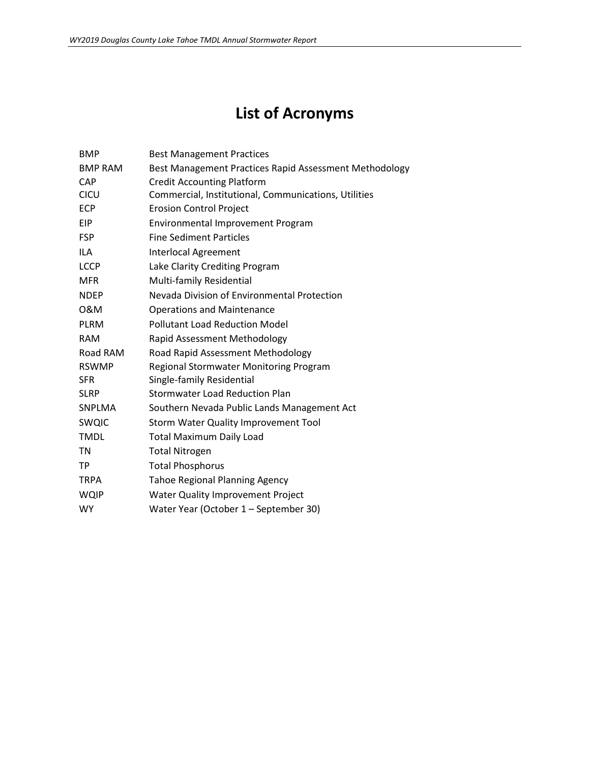# List of Acronyms

| | |
|---|---|
| BMP | Best Management Practices |
| BMP RAM | Best Management Practices Rapid Assessment Methodology |
| CAP | Credit Accounting Platform |
| CICU | Commercial, Institutional, Communications, Utilities |
| ECP | Erosion Control Project |
| EIP | Environmental Improvement Program |
| FSP | Fine Sediment Particles |
| ILA | Interlocal Agreement |
| LCCP | Lake Clarity Crediting Program |
| MFR | Multi-family Residential |
| NDEP | Nevada Division of Environmental Protection |
| O&M | Operations and Maintenance |
| PLRM | Pollutant Load Reduction Model |
| RAM | Rapid Assessment Methodology |
| Road RAM | Road Rapid Assessment Methodology |
| RSWMP | Regional Stormwater Monitoring Program |
| SFR | Single-family Residential |
| SLRP | Stormwater Load Reduction Plan |
| SNPLMA | Southern Nevada Public Lands Management Act |
| SWQIC | Storm Water Quality Improvement Tool |
| TMDL | Total Maximum Daily Load |
| TN | Total Nitrogen |
| TP | Total Phosphorus |
| TRPA | Tahoe Regional Planning Agency |
| WQIP | Water Quality Improvement Project |
| WY | Water Year (October 1 – September 30) |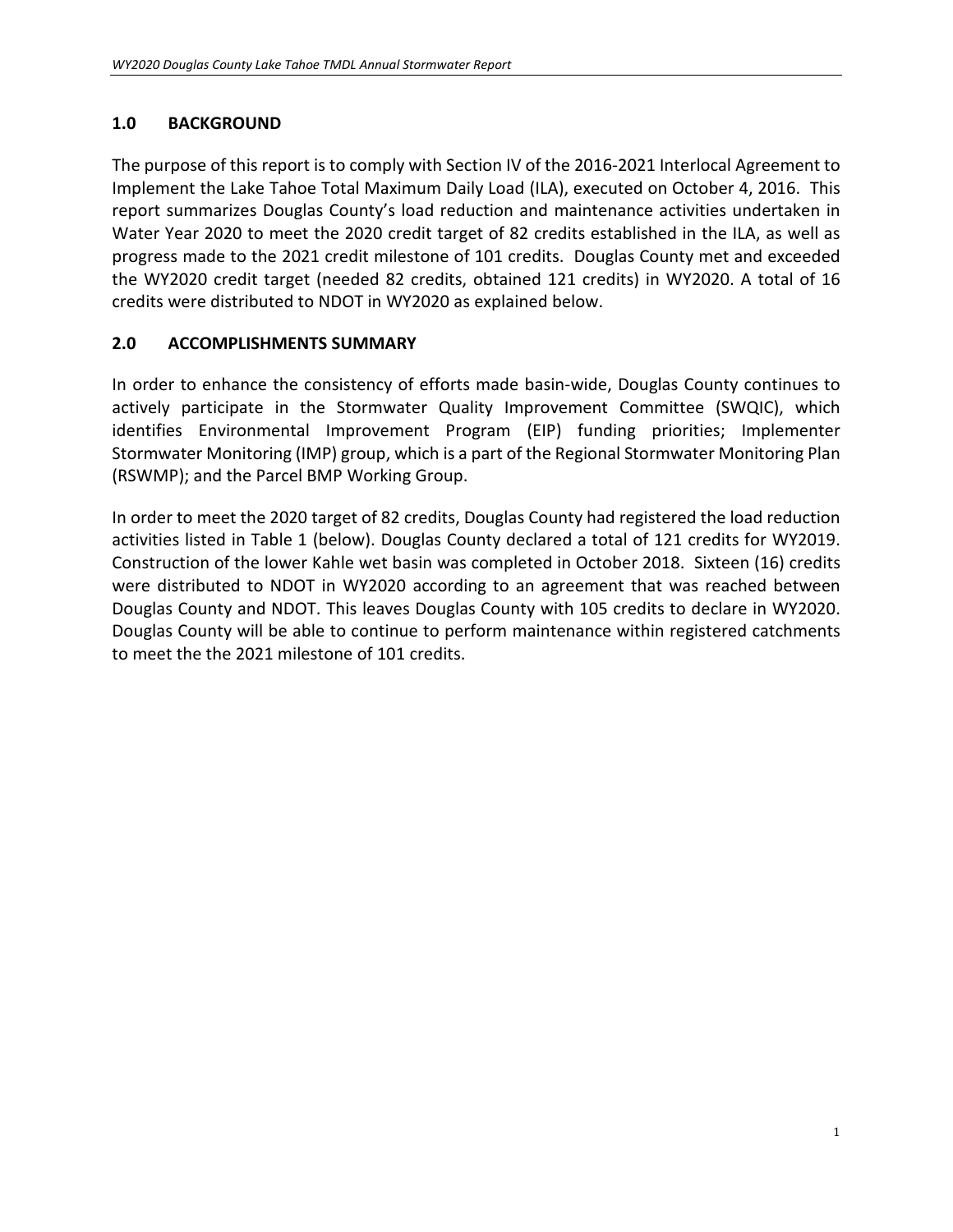## 1.0 BACKGROUND

The purpose of this report is to comply with Section IV of the 2016-2021 Interlocal Agreement to Implement the Lake Tahoe Total Maximum Daily Load (ILA), executed on October 4, 2016. This report summarizes Douglas County's load reduction and maintenance activities undertaken in Water Year 2020 to meet the 2020 credit target of 82 credits established in the ILA, as well as progress made to the 2021 credit milestone of 101 credits. Douglas County met and exceeded the WY2020 credit target (needed 82 credits, obtained 121 credits) in WY2020. A total of 16 credits were distributed to NDOT in WY2020 as explained below.

## 2.0 ACCOMPLISHMENTS SUMMARY

In order to enhance the consistency of efforts made basin-wide, Douglas County continues to actively participate in the Stormwater Quality Improvement Committee (SWQIC), which identifies Environmental Improvement Program (EIP) funding priorities; Implementer Stormwater Monitoring (IMP) group, which is a part of the Regional Stormwater Monitoring Plan (RSWMP); and the Parcel BMP Working Group.

In order to meet the 2020 target of 82 credits, Douglas County had registered the load reduction activities listed in Table 1 (below). Douglas County declared a total of 121 credits for WY2019. Construction of the lower Kahle wet basin was completed in October 2018. Sixteen (16) credits were distributed to NDOT in WY2020 according to an agreement that was reached between Douglas County and NDOT. This leaves Douglas County with 105 credits to declare in WY2020. Douglas County will be able to continue to perform maintenance within registered catchments to meet the the 2021 milestone of 101 credits.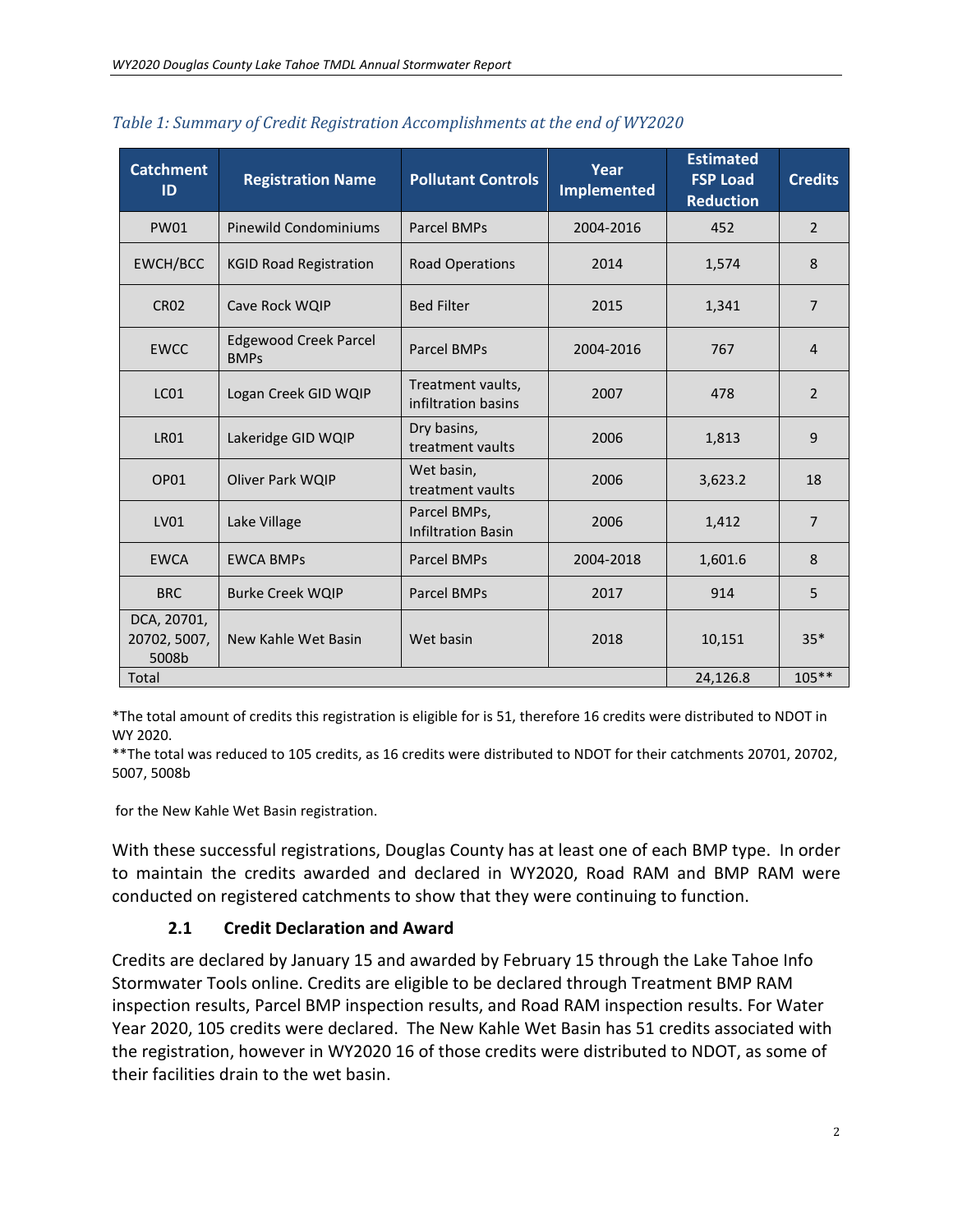*Table 1: Summary of Credit Registration Accomplishments at the end of WY2020*

| Catchment ID | Registration Name | Pollutant Controls | Year Implemented | Estimated FSP Load Reduction | Credits |
|---|---|---|---|---|---|
| PW01 | Pinewild Condominiums | Parcel BMPs | 2004-2016 | 452 | 2 |
| EWCH/BCC | KGID Road Registration | Road Operations | 2014 | 1,574 | 8 |
| CR02 | Cave Rock WQIP | Bed Filter | 2015 | 1,341 | 7 |
| EWCC | Edgewood Creek Parcel BMPs | Parcel BMPs | 2004-2016 | 767 | 4 |
| LC01 | Logan Creek GID WQIP | Treatment vaults, infiltration basins | 2007 | 478 | 2 |
| LR01 | Lakeridge GID WQIP | Dry basins, treatment vaults | 2006 | 1,813 | 9 |
| OP01 | Oliver Park WQIP | Wet basin, treatment vaults | 2006 | 3,623.2 | 18 |
| LV01 | Lake Village | Parcel BMPs, Infiltration Basin | 2006 | 1,412 | 7 |
| EWCA | EWCA BMPs | Parcel BMPs | 2004-2018 | 1,601.6 | 8 |
| BRC | Burke Creek WQIP | Parcel BMPs | 2017 | 914 | 5 |
| DCA, 20701, 20702, 5007, 5008b | New Kahle Wet Basin | Wet basin | 2018 | 10,151 | 35* |
| Total | | | | 24,126.8 | 105** |

*The total amount of credits this registration is eligible for is 51, therefore 16 credits were distributed to NDOT in WY 2020.

**The total was reduced to 105 credits, as 16 credits were distributed to NDOT for their catchments 20701, 20702, 5007, 5008b

for the New Kahle Wet Basin registration.

With these successful registrations, Douglas County has at least one of each BMP type. In order to maintain the credits awarded and declared in WY2020, Road RAM and BMP RAM were conducted on registered catchments to show that they were continuing to function.

### 2.1 Credit Declaration and Award

Credits are declared by January 15 and awarded by February 15 through the Lake Tahoe Info Stormwater Tools online. Credits are eligible to be declared through Treatment BMP RAM inspection results, Parcel BMP inspection results, and Road RAM inspection results. For Water Year 2020, 105 credits were declared. The New Kahle Wet Basin has 51 credits associated with the registration, however in WY2020 16 of those credits were distributed to NDOT, as some of their facilities drain to the wet basin.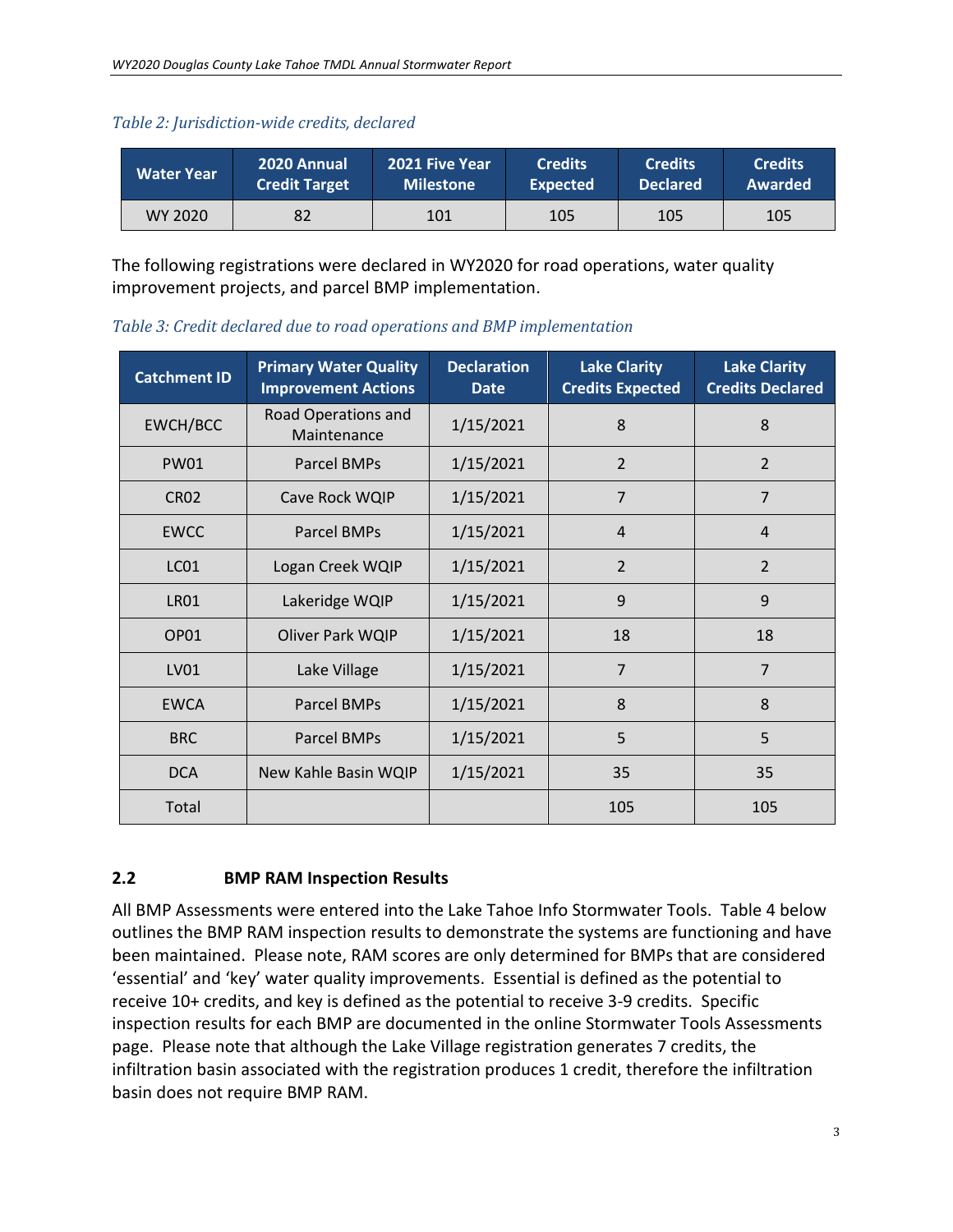*Table 2: Jurisdiction-wide credits, declared*

| Water Year | 2020 Annual Credit Target | 2021 Five Year Milestone | Credits Expected | Credits Declared | Credits Awarded |
|---|---|---|---|---|---|
| WY 2020 | 82 | 101 | 105 | 105 | 105 |

The following registrations were declared in WY2020 for road operations, water quality improvement projects, and parcel BMP implementation.

*Table 3: Credit declared due to road operations and BMP implementation*

| Catchment ID | Primary Water Quality Improvement Actions | Declaration Date | Lake Clarity Credits Expected | Lake Clarity Credits Declared |
|---|---|---|---|---|
| EWCH/BCC | Road Operations and Maintenance | 1/15/2021 | 8 | 8 |
| PW01 | Parcel BMPs | 1/15/2021 | 2 | 2 |
| CR02 | Cave Rock WQIP | 1/15/2021 | 7 | 7 |
| EWCC | Parcel BMPs | 1/15/2021 | 4 | 4 |
| LC01 | Logan Creek WQIP | 1/15/2021 | 2 | 2 |
| LR01 | Lakeridge WQIP | 1/15/2021 | 9 | 9 |
| OP01 | Oliver Park WQIP | 1/15/2021 | 18 | 18 |
| LV01 | Lake Village | 1/15/2021 | 7 | 7 |
| EWCA | Parcel BMPs | 1/15/2021 | 8 | 8 |
| BRC | Parcel BMPs | 1/15/2021 | 5 | 5 |
| DCA | New Kahle Basin WQIP | 1/15/2021 | 35 | 35 |
| Total | | | 105 | 105 |

### 2.2 BMP RAM Inspection Results

All BMP Assessments were entered into the Lake Tahoe Info Stormwater Tools. Table 4 below outlines the BMP RAM inspection results to demonstrate the systems are functioning and have been maintained. Please note, RAM scores are only determined for BMPs that are considered 'essential' and 'key' water quality improvements. Essential is defined as the potential to receive 10+ credits, and key is defined as the potential to receive 3-9 credits. Specific inspection results for each BMP are documented in the online Stormwater Tools Assessments page. Please note that although the Lake Village registration generates 7 credits, the infiltration basin associated with the registration produces 1 credit, therefore the infiltration basin does not require BMP RAM.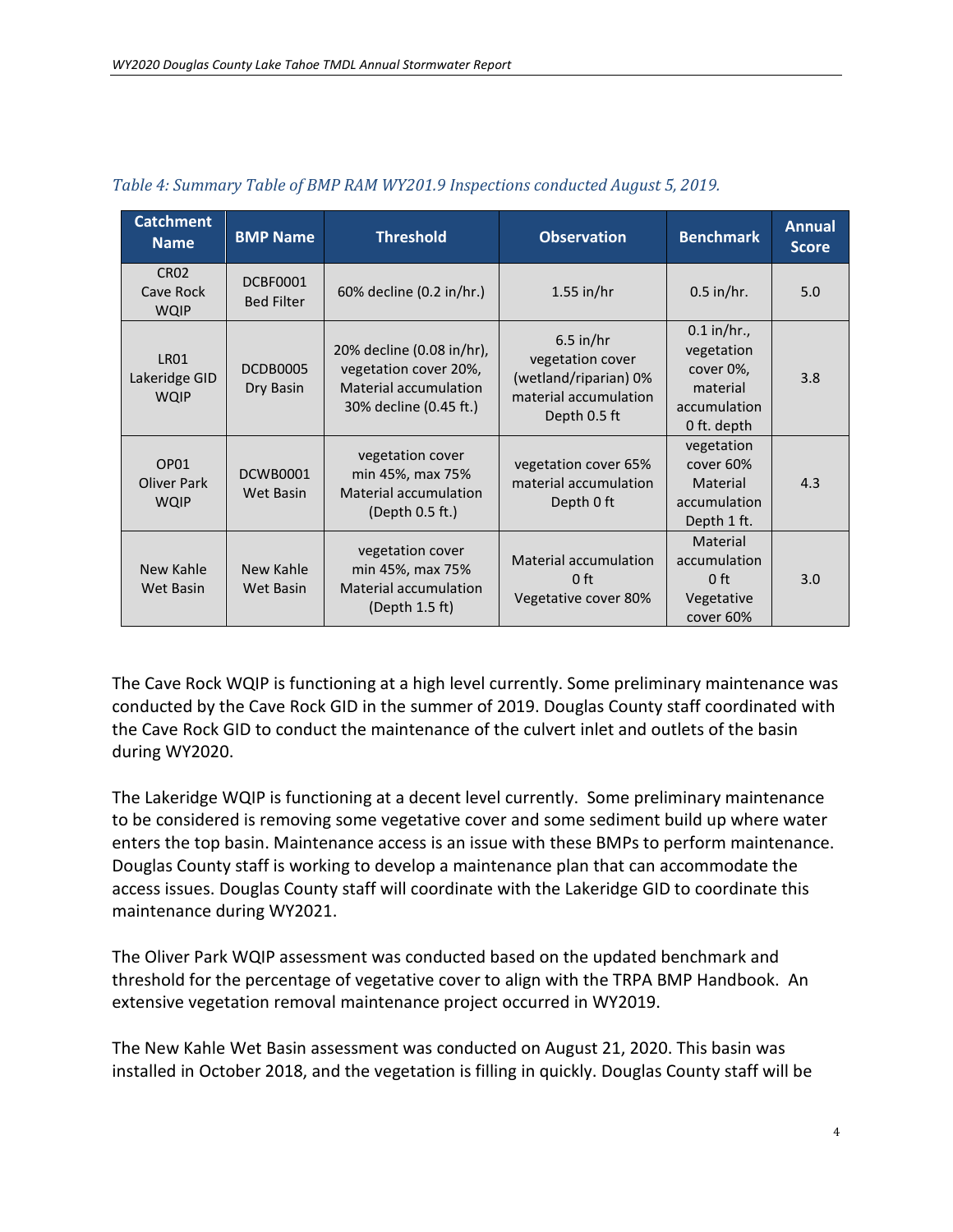*Table 4: Summary Table of BMP RAM WY201.9 Inspections conducted August 5, 2019.*

| Catchment Name | BMP Name | Threshold | Observation | Benchmark | Annual Score |
|---|---|---|---|---|---|
| CR02 Cave Rock WQIP | DCBF0001 Bed Filter | 60% decline (0.2 in/hr.) | 1.55 in/hr | 0.5 in/hr. | 5.0 |
| LR01 Lakeridge GID WQIP | DCDB0005 Dry Basin | 20% decline (0.08 in/hr), vegetation cover 20%, Material accumulation 30% decline (0.45 ft.) | 6.5 in/hr vegetation cover (wetland/riparian) 0% material accumulation Depth 0.5 ft | 0.1 in/hr., vegetation cover 0%, material accumulation 0 ft. depth | 3.8 |
| OP01 Oliver Park WQIP | DCWB0001 Wet Basin | vegetation cover min 45%, max 75% Material accumulation (Depth 0.5 ft.) | vegetation cover 65% material accumulation Depth 0 ft | vegetation cover 60% Material accumulation Depth 1 ft. | 4.3 |
| New Kahle Wet Basin | New Kahle Wet Basin | vegetation cover min 45%, max 75% Material accumulation (Depth 1.5 ft) | Material accumulation 0 ft Vegetative cover 80% | Material accumulation 0 ft Vegetative cover 60% | 3.0 |

The Cave Rock WQIP is functioning at a high level currently. Some preliminary maintenance was conducted by the Cave Rock GID in the summer of 2019. Douglas County staff coordinated with the Cave Rock GID to conduct the maintenance of the culvert inlet and outlets of the basin during WY2020.

The Lakeridge WQIP is functioning at a decent level currently. Some preliminary maintenance to be considered is removing some vegetative cover and some sediment build up where water enters the top basin. Maintenance access is an issue with these BMPs to perform maintenance. Douglas County staff is working to develop a maintenance plan that can accommodate the access issues. Douglas County staff will coordinate with the Lakeridge GID to coordinate this maintenance during WY2021.

The Oliver Park WQIP assessment was conducted based on the updated benchmark and threshold for the percentage of vegetative cover to align with the TRPA BMP Handbook. An extensive vegetation removal maintenance project occurred in WY2019.

The New Kahle Wet Basin assessment was conducted on August 21, 2020. This basin was installed in October 2018, and the vegetation is filling in quickly. Douglas County staff will be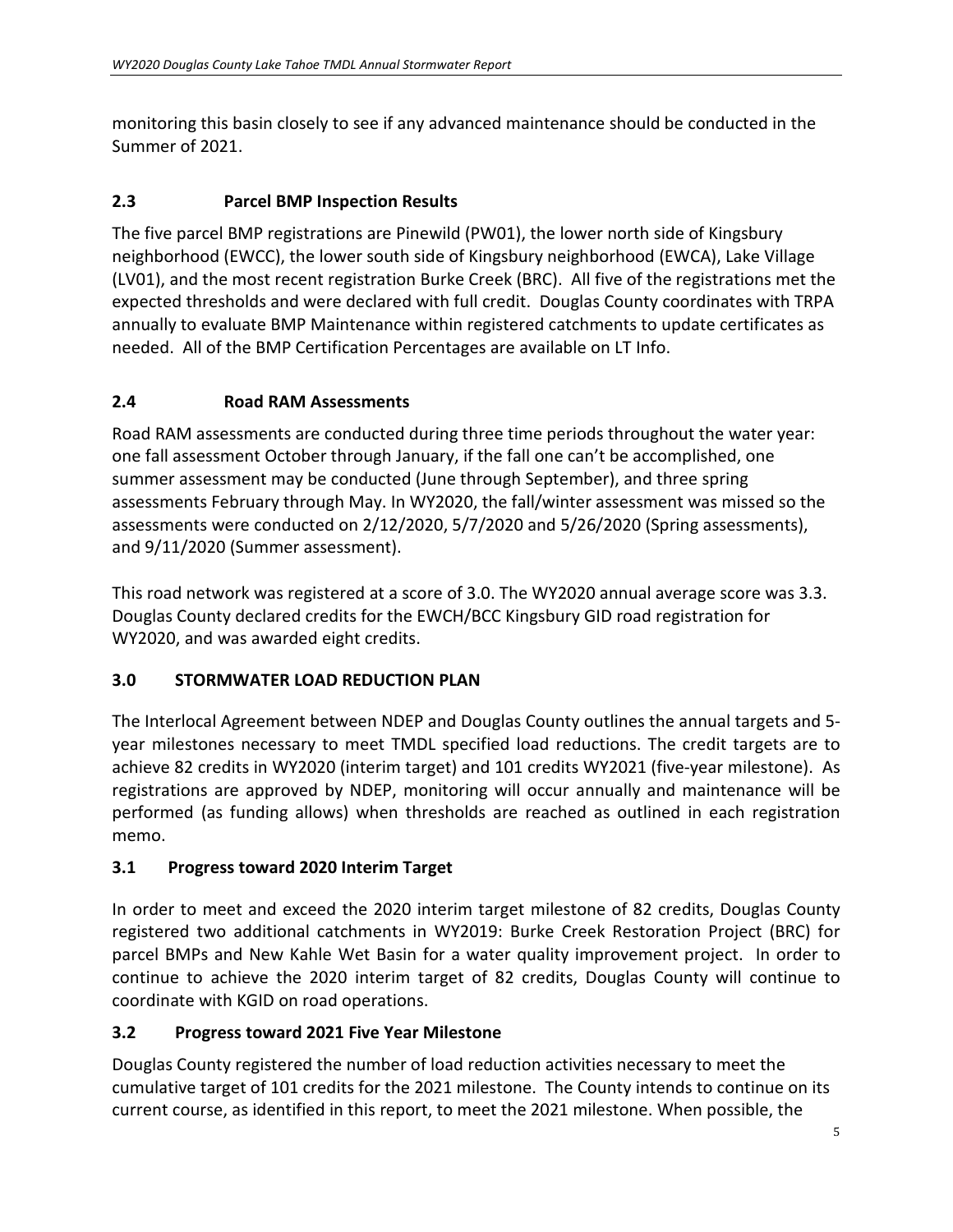monitoring this basin closely to see if any advanced maintenance should be conducted in the Summer of 2021.

### 2.3 Parcel BMP Inspection Results

The five parcel BMP registrations are Pinewild (PW01), the lower north side of Kingsbury neighborhood (EWCC), the lower south side of Kingsbury neighborhood (EWCA), Lake Village (LV01), and the most recent registration Burke Creek (BRC). All five of the registrations met the expected thresholds and were declared with full credit. Douglas County coordinates with TRPA annually to evaluate BMP Maintenance within registered catchments to update certificates as needed. All of the BMP Certification Percentages are available on LT Info.

### 2.4 Road RAM Assessments

Road RAM assessments are conducted during three time periods throughout the water year: one fall assessment October through January, if the fall one can't be accomplished, one summer assessment may be conducted (June through September), and three spring assessments February through May. In WY2020, the fall/winter assessment was missed so the assessments were conducted on 2/12/2020, 5/7/2020 and 5/26/2020 (Spring assessments), and 9/11/2020 (Summer assessment).

This road network was registered at a score of 3.0. The WY2020 annual average score was 3.3. Douglas County declared credits for the EWCH/BCC Kingsbury GID road registration for WY2020, and was awarded eight credits.

## 3.0 STORMWATER LOAD REDUCTION PLAN

The Interlocal Agreement between NDEP and Douglas County outlines the annual targets and 5-year milestones necessary to meet TMDL specified load reductions. The credit targets are to achieve 82 credits in WY2020 (interim target) and 101 credits WY2021 (five-year milestone). As registrations are approved by NDEP, monitoring will occur annually and maintenance will be performed (as funding allows) when thresholds are reached as outlined in each registration memo.

### 3.1 Progress toward 2020 Interim Target

In order to meet and exceed the 2020 interim target milestone of 82 credits, Douglas County registered two additional catchments in WY2019: Burke Creek Restoration Project (BRC) for parcel BMPs and New Kahle Wet Basin for a water quality improvement project. In order to continue to achieve the 2020 interim target of 82 credits, Douglas County will continue to coordinate with KGID on road operations.

### 3.2 Progress toward 2021 Five Year Milestone

Douglas County registered the number of load reduction activities necessary to meet the cumulative target of 101 credits for the 2021 milestone. The County intends to continue on its current course, as identified in this report, to meet the 2021 milestone. When possible, the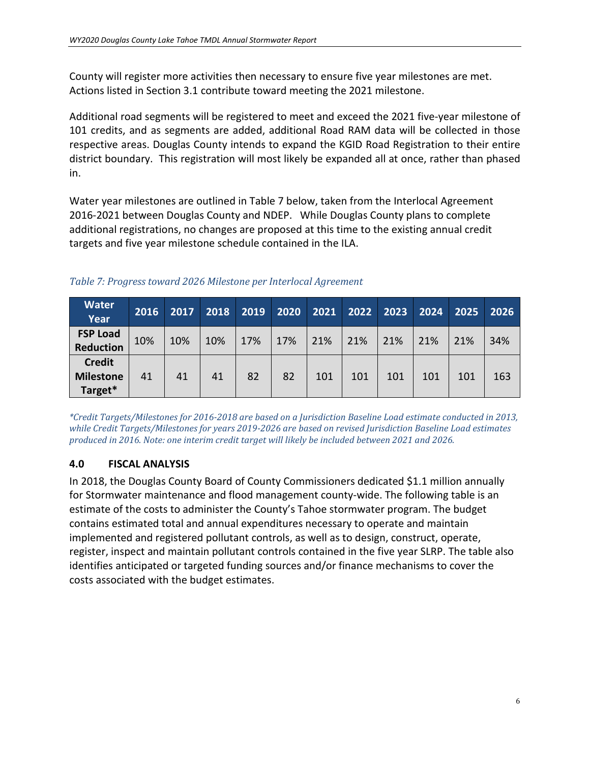County will register more activities then necessary to ensure five year milestones are met. Actions listed in Section 3.1 contribute toward meeting the 2021 milestone.

Additional road segments will be registered to meet and exceed the 2021 five-year milestone of 101 credits, and as segments are added, additional Road RAM data will be collected in those respective areas. Douglas County intends to expand the KGID Road Registration to their entire district boundary. This registration will most likely be expanded all at once, rather than phased in.

Water year milestones are outlined in Table 7 below, taken from the Interlocal Agreement 2016-2021 between Douglas County and NDEP. While Douglas County plans to complete additional registrations, no changes are proposed at this time to the existing annual credit targets and five year milestone schedule contained in the ILA.

*Table 7: Progress toward 2026 Milestone per Interlocal Agreement*

| Water Year | 2016 | 2017 | 2018 | 2019 | 2020 | 2021 | 2022 | 2023 | 2024 | 2025 | 2026 |
|---|---|---|---|---|---|---|---|---|---|---|---|
| **FSP Load Reduction** | 10% | 10% | 10% | 17% | 17% | 21% | 21% | 21% | 21% | 21% | 34% |
| **Credit Milestone Target*** | 41 | 41 | 41 | 82 | 82 | 101 | 101 | 101 | 101 | 101 | 163 |

*\*Credit Targets/Milestones for 2016-2018 are based on a Jurisdiction Baseline Load estimate conducted in 2013, while Credit Targets/Milestones for years 2019-2026 are based on revised Jurisdiction Baseline Load estimates produced in 2016. Note: one interim credit target will likely be included between 2021 and 2026.*

## 4.0 FISCAL ANALYSIS

In 2018, the Douglas County Board of County Commissioners dedicated $1.1 million annually for Stormwater maintenance and flood management county-wide. The following table is an estimate of the costs to administer the County's Tahoe stormwater program. The budget contains estimated total and annual expenditures necessary to operate and maintain implemented and registered pollutant controls, as well as to design, construct, operate, register, inspect and maintain pollutant controls contained in the five year SLRP. The table also identifies anticipated or targeted funding sources and/or finance mechanisms to cover the costs associated with the budget estimates.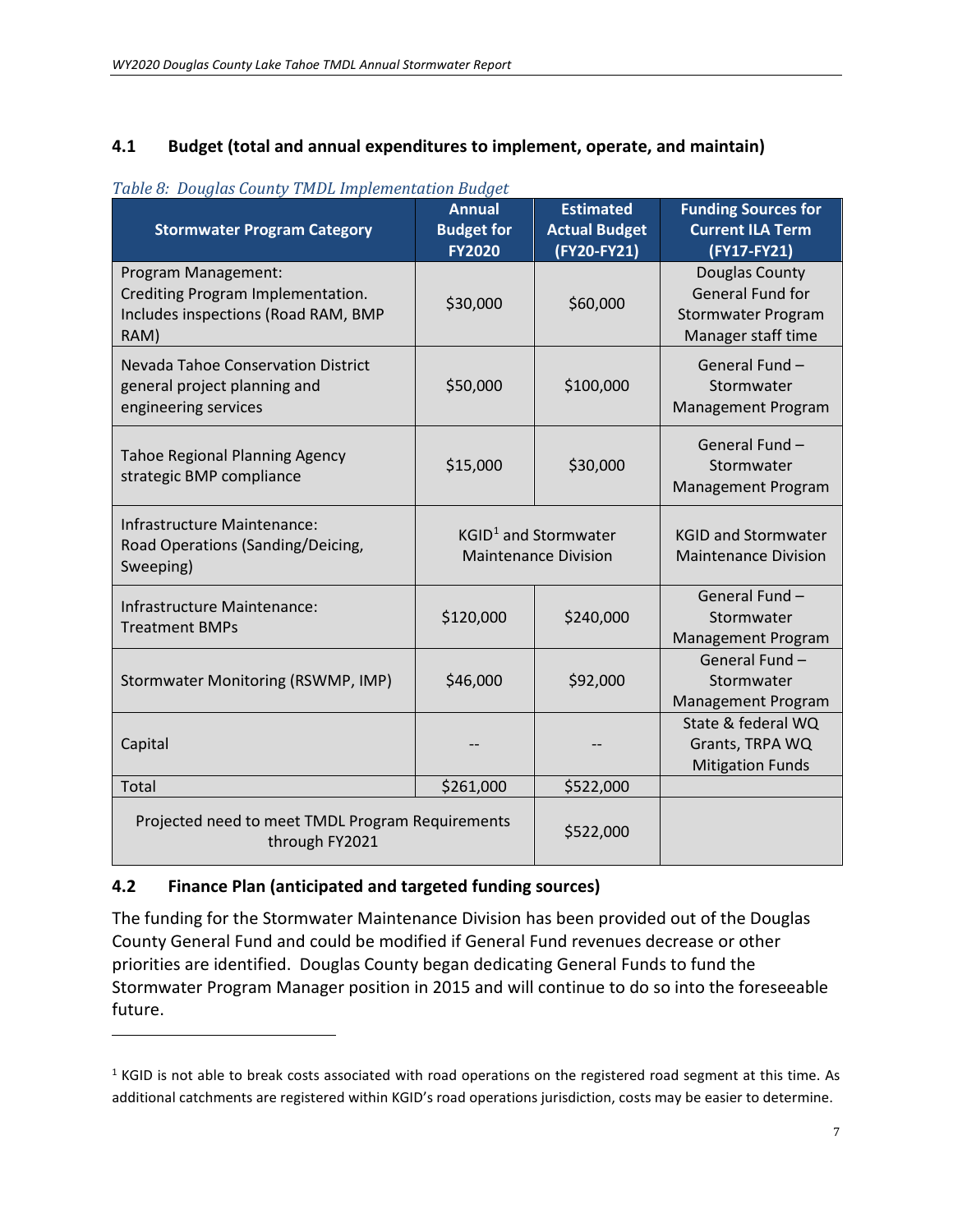## 4.1 Budget (total and annual expenditures to implement, operate, and maintain)

*Table 8: Douglas County TMDL Implementation Budget*

| Stormwater Program Category | Annual Budget for FY2020 | Estimated Actual Budget (FY20-FY21) | Funding Sources for Current ILA Term (FY17-FY21) |
|---|---|---|---|
| Program Management: Crediting Program Implementation. Includes inspections (Road RAM, BMP RAM) | $30,000 | $60,000 | Douglas County General Fund for Stormwater Program Manager staff time |
| Nevada Tahoe Conservation District general project planning and engineering services | $50,000 | $100,000 | General Fund – Stormwater Management Program |
| Tahoe Regional Planning Agency strategic BMP compliance | $15,000 | $30,000 | General Fund – Stormwater Management Program |
| Infrastructure Maintenance: Road Operations (Sanding/Deicing, Sweeping) | KGID[1] and Stormwater Maintenance Division | | KGID and Stormwater Maintenance Division |
| Infrastructure Maintenance: Treatment BMPs | $120,000 | $240,000 | General Fund – Stormwater Management Program |
| Stormwater Monitoring (RSWMP, IMP) | $46,000 | $92,000 | General Fund – Stormwater Management Program |
| Capital | -- | -- | State & federal WQ Grants, TRPA WQ Mitigation Funds |
| Total | $261,000 | $522,000 | |
| Projected need to meet TMDL Program Requirements through FY2021 | | $522,000 | |

## 4.2 Finance Plan (anticipated and targeted funding sources)

The funding for the Stormwater Maintenance Division has been provided out of the Douglas County General Fund and could be modified if General Fund revenues decrease or other priorities are identified. Douglas County began dedicating General Funds to fund the Stormwater Program Manager position in 2015 and will continue to do so into the foreseeable future.

[1] KGID is not able to break costs associated with road operations on the registered road segment at this time. As additional catchments are registered within KGID's road operations jurisdiction, costs may be easier to determine.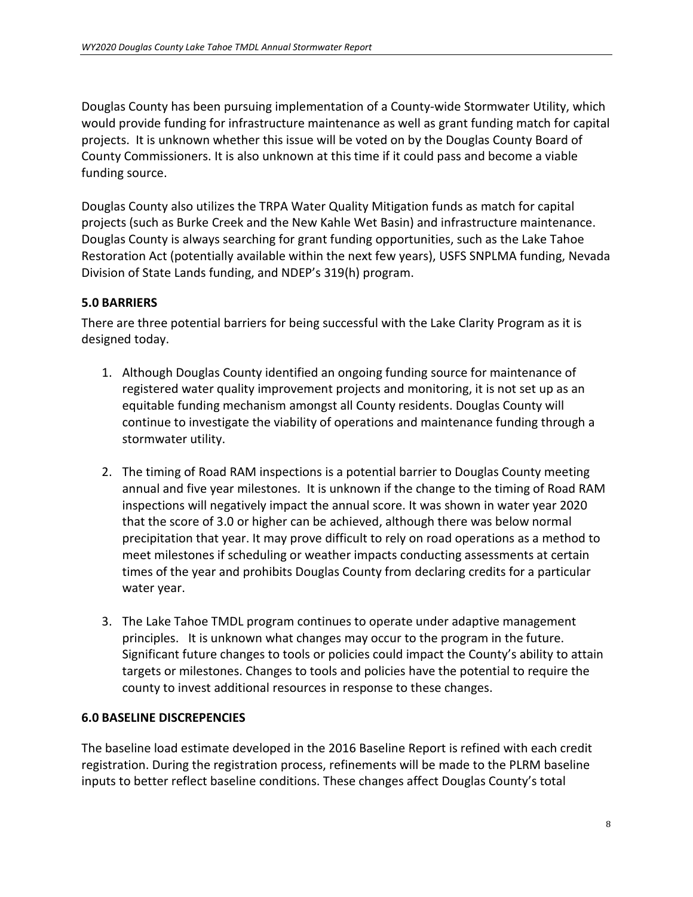Douglas County has been pursuing implementation of a County-wide Stormwater Utility, which would provide funding for infrastructure maintenance as well as grant funding match for capital projects. It is unknown whether this issue will be voted on by the Douglas County Board of County Commissioners. It is also unknown at this time if it could pass and become a viable funding source.

Douglas County also utilizes the TRPA Water Quality Mitigation funds as match for capital projects (such as Burke Creek and the New Kahle Wet Basin) and infrastructure maintenance. Douglas County is always searching for grant funding opportunities, such as the Lake Tahoe Restoration Act (potentially available within the next few years), USFS SNPLMA funding, Nevada Division of State Lands funding, and NDEP's 319(h) program.

### 5.0 BARRIERS

There are three potential barriers for being successful with the Lake Clarity Program as it is designed today.

1. Although Douglas County identified an ongoing funding source for maintenance of registered water quality improvement projects and monitoring, it is not set up as an equitable funding mechanism amongst all County residents. Douglas County will continue to investigate the viability of operations and maintenance funding through a stormwater utility.

2. The timing of Road RAM inspections is a potential barrier to Douglas County meeting annual and five year milestones. It is unknown if the change to the timing of Road RAM inspections will negatively impact the annual score. It was shown in water year 2020 that the score of 3.0 or higher can be achieved, although there was below normal precipitation that year. It may prove difficult to rely on road operations as a method to meet milestones if scheduling or weather impacts conducting assessments at certain times of the year and prohibits Douglas County from declaring credits for a particular water year.

3. The Lake Tahoe TMDL program continues to operate under adaptive management principles. It is unknown what changes may occur to the program in the future. Significant future changes to tools or policies could impact the County's ability to attain targets or milestones. Changes to tools and policies have the potential to require the county to invest additional resources in response to these changes.

### 6.0 BASELINE DISCREPENCIES

The baseline load estimate developed in the 2016 Baseline Report is refined with each credit registration. During the registration process, refinements will be made to the PLRM baseline inputs to better reflect baseline conditions. These changes affect Douglas County's total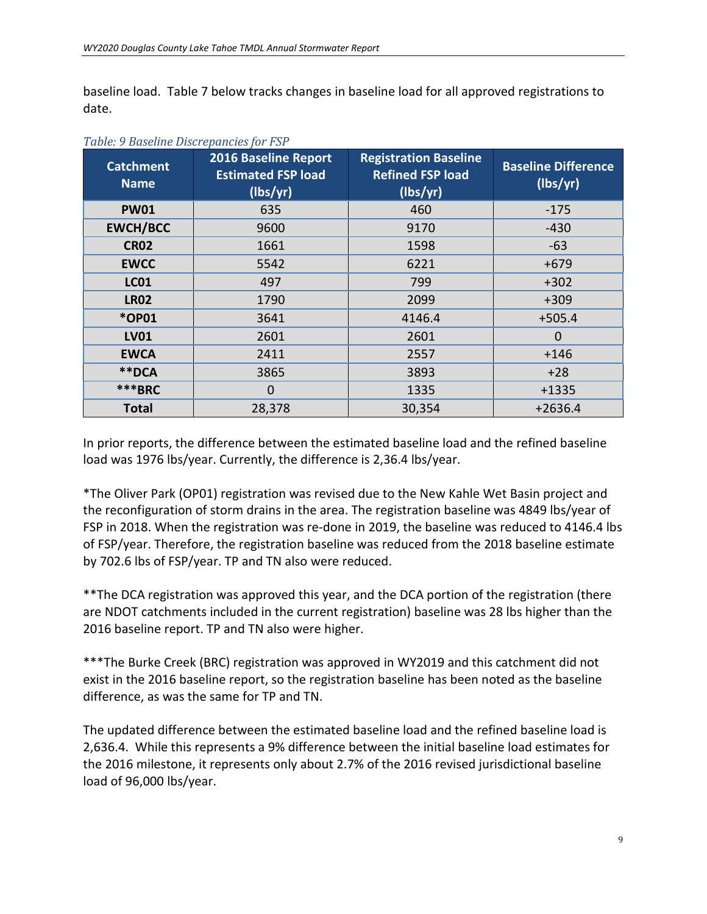baseline load. Table 7 below tracks changes in baseline load for all approved registrations to date.

*Table: 9 Baseline Discrepancies for FSP*

| Catchment Name | 2016 Baseline Report Estimated FSP load (lbs/yr) | Registration Baseline Refined FSP load (lbs/yr) | Baseline Difference (lbs/yr) |
|---|---|---|---|
| **PW01** | 635 | 460 | -175 |
| **EWCH/BCC** | 9600 | 9170 | -430 |
| **CR02** | 1661 | 1598 | -63 |
| **EWCC** | 5542 | 6221 | +679 |
| **LC01** | 497 | 799 | +302 |
| **LR02** | 1790 | 2099 | +309 |
| ***OP01** | 3641 | 4146.4 | +505.4 |
| **LV01** | 2601 | 2601 | 0 |
| **EWCA** | 2411 | 2557 | +146 |
| ****DCA** | 3865 | 3893 | +28 |
| *****BRC** | 0 | 1335 | +1335 |
| **Total** | 28,378 | 30,354 | +2636.4 |

In prior reports, the difference between the estimated baseline load and the refined baseline load was 1976 lbs/year. Currently, the difference is 2,36.4 lbs/year.

*The Oliver Park (OP01) registration was revised due to the New Kahle Wet Basin project and the reconfiguration of storm drains in the area. The registration baseline was 4849 lbs/year of FSP in 2018. When the registration was re-done in 2019, the baseline was reduced to 4146.4 lbs of FSP/year. Therefore, the registration baseline was reduced from the 2018 baseline estimate by 702.6 lbs of FSP/year. TP and TN also were reduced.

**The DCA registration was approved this year, and the DCA portion of the registration (there are NDOT catchments included in the current registration) baseline was 28 lbs higher than the 2016 baseline report. TP and TN also were higher.

***The Burke Creek (BRC) registration was approved in WY2019 and this catchment did not exist in the 2016 baseline report, so the registration baseline has been noted as the baseline difference, as was the same for TP and TN.

The updated difference between the estimated baseline load and the refined baseline load is 2,636.4. While this represents a 9% difference between the initial baseline load estimates for the 2016 milestone, it represents only about 2.7% of the 2016 revised jurisdictional baseline load of 96,000 lbs/year.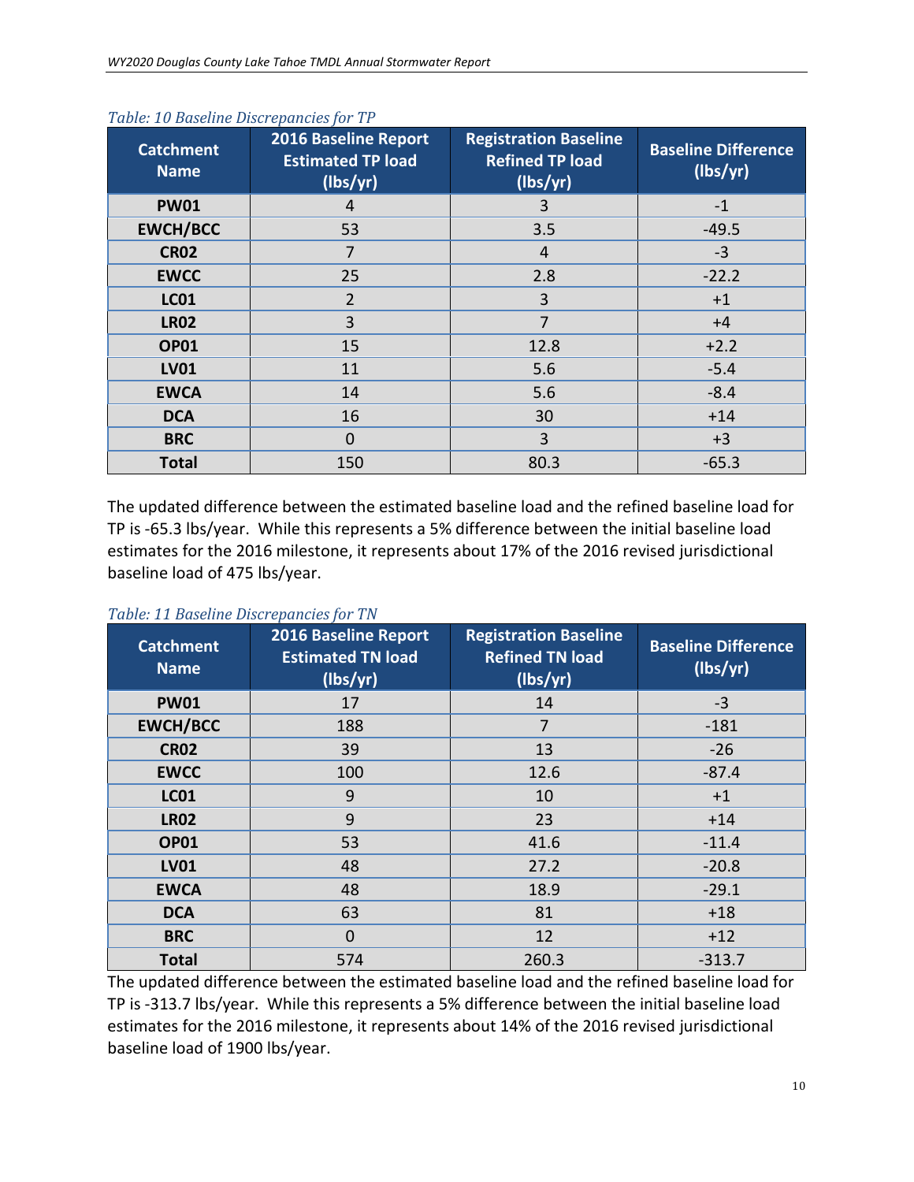*Table: 10 Baseline Discrepancies for TP*

| Catchment Name | 2016 Baseline Report Estimated TP load (lbs/yr) | Registration Baseline Refined TP load (lbs/yr) | Baseline Difference (lbs/yr) |
|---|---|---|---|
| **PW01** | 4 | 3 | -1 |
| **EWCH/BCC** | 53 | 3.5 | -49.5 |
| **CR02** | 7 | 4 | -3 |
| **EWCC** | 25 | 2.8 | -22.2 |
| **LC01** | 2 | 3 | +1 |
| **LR02** | 3 | 7 | +4 |
| **OP01** | 15 | 12.8 | +2.2 |
| **LV01** | 11 | 5.6 | -5.4 |
| **EWCA** | 14 | 5.6 | -8.4 |
| **DCA** | 16 | 30 | +14 |
| **BRC** | 0 | 3 | +3 |
| **Total** | 150 | 80.3 | -65.3 |

The updated difference between the estimated baseline load and the refined baseline load for TP is -65.3 lbs/year. While this represents a 5% difference between the initial baseline load estimates for the 2016 milestone, it represents about 17% of the 2016 revised jurisdictional baseline load of 475 lbs/year.

*Table: 11 Baseline Discrepancies for TN*

| Catchment Name | 2016 Baseline Report Estimated TN load (lbs/yr) | Registration Baseline Refined TN load (lbs/yr) | Baseline Difference (lbs/yr) |
|---|---|---|---|
| **PW01** | 17 | 14 | -3 |
| **EWCH/BCC** | 188 | 7 | -181 |
| **CR02** | 39 | 13 | -26 |
| **EWCC** | 100 | 12.6 | -87.4 |
| **LC01** | 9 | 10 | +1 |
| **LR02** | 9 | 23 | +14 |
| **OP01** | 53 | 41.6 | -11.4 |
| **LV01** | 48 | 27.2 | -20.8 |
| **EWCA** | 48 | 18.9 | -29.1 |
| **DCA** | 63 | 81 | +18 |
| **BRC** | 0 | 12 | +12 |
| **Total** | 574 | 260.3 | -313.7 |

The updated difference between the estimated baseline load and the refined baseline load for TP is -313.7 lbs/year. While this represents a 5% difference between the initial baseline load estimates for the 2016 milestone, it represents about 14% of the 2016 revised jurisdictional baseline load of 1900 lbs/year.